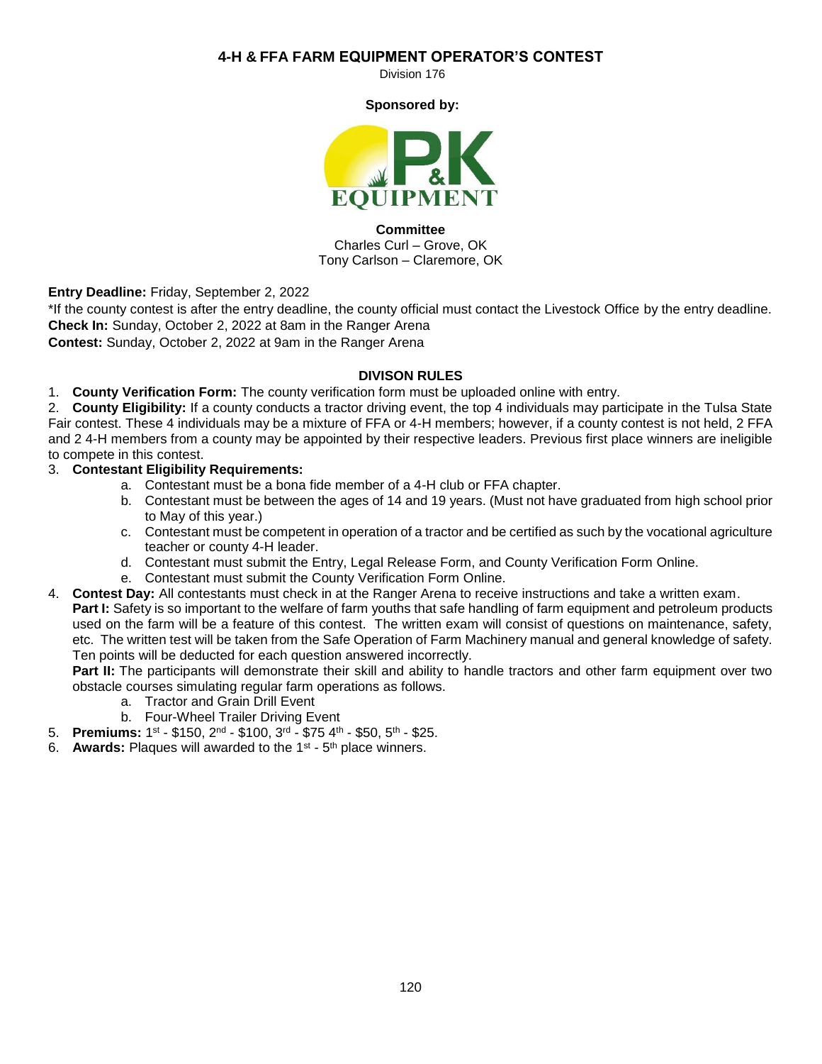# 4-H & FFA FARM EQUIPMENT OPERATOR'S CONTEST

Division 176

**Sponsored by:**

**Committee**
Charles Curl – Grove, OK
Tony Carlson – Claremore, OK

**Entry Deadline:** Friday, September 2, 2022
*If the county contest is after the entry deadline, the county official must contact the Livestock Office by the entry deadline.
**Check In:** Sunday, October 2, 2022 at 8am in the Ranger Arena
**Contest:** Sunday, October 2, 2022 at 9am in the Ranger Arena

## DIVISON RULES

1. **County Verification Form:** The county verification form must be uploaded online with entry.
2. **County Eligibility:** If a county conducts a tractor driving event, the top 4 individuals may participate in the Tulsa State Fair contest. These 4 individuals may be a mixture of FFA or 4-H members; however, if a county contest is not held, 2 FFA and 2 4-H members from a county may be appointed by their respective leaders. Previous first place winners are ineligible to compete in this contest.
3. **Contestant Eligibility Requirements:**
   a. Contestant must be a bona fide member of a 4-H club or FFA chapter.
   b. Contestant must be between the ages of 14 and 19 years. (Must not have graduated from high school prior to May of this year.)
   c. Contestant must be competent in operation of a tractor and be certified as such by the vocational agriculture teacher or county 4-H leader.
   d. Contestant must submit the Entry, Legal Release Form, and County Verification Form Online.
   e. Contestant must submit the County Verification Form Online.
4. **Contest Day:** All contestants must check in at the Ranger Arena to receive instructions and take a written exam.
   **Part I:** Safety is so important to the welfare of farm youths that safe handling of farm equipment and petroleum products used on the farm will be a feature of this contest. The written exam will consist of questions on maintenance, safety, etc. The written test will be taken from the Safe Operation of Farm Machinery manual and general knowledge of safety. Ten points will be deducted for each question answered incorrectly.
   **Part II:** The participants will demonstrate their skill and ability to handle tractors and other farm equipment over two obstacle courses simulating regular farm operations as follows.
   a. Tractor and Grain Drill Event
   b. Four-Wheel Trailer Driving Event
5. **Premiums:** 1st - $150, 2nd - $100, 3rd - $75 4th - $50, 5th - $25.
6. **Awards:** Plaques will awarded to the 1st - 5th place winners.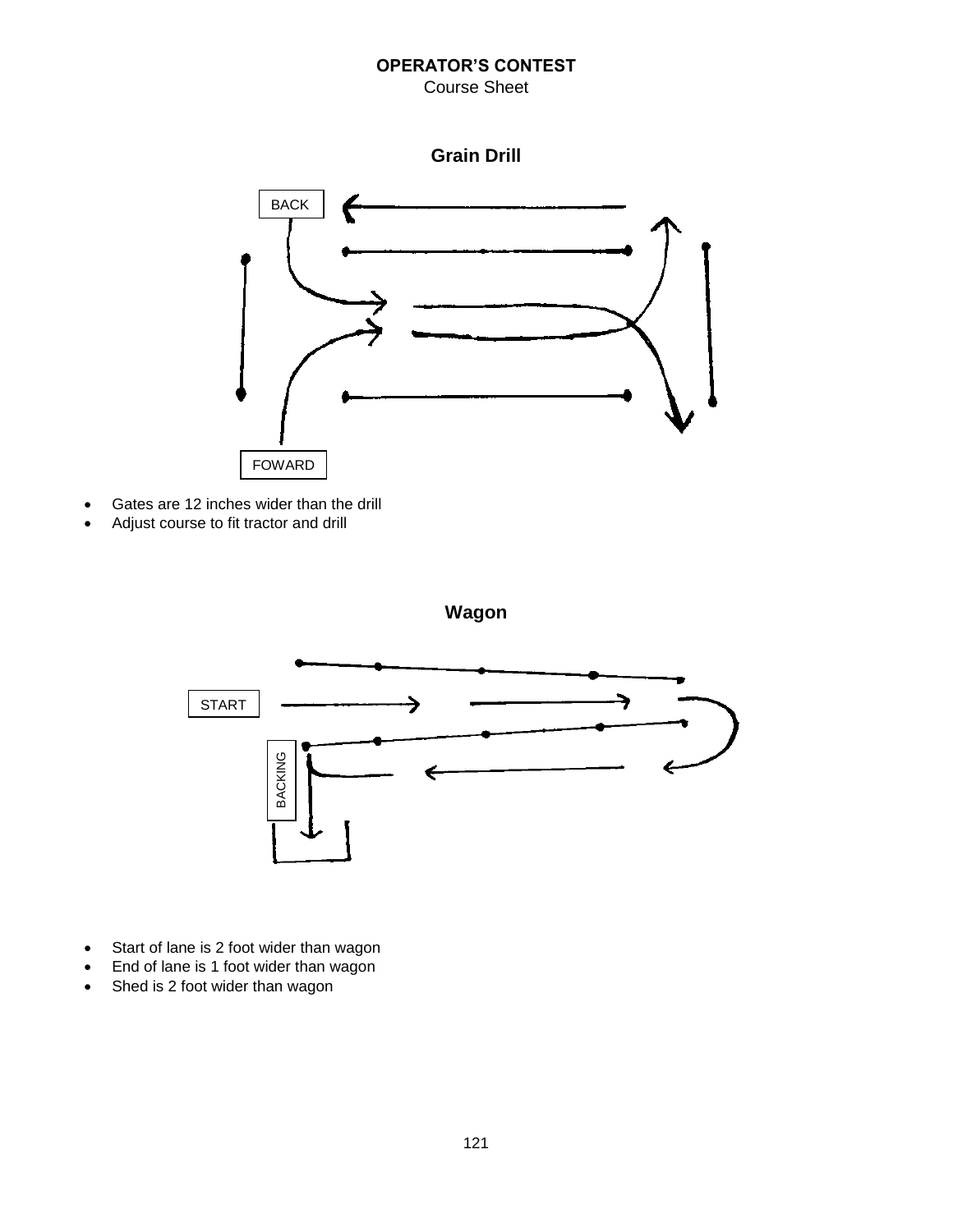**OPERATOR'S CONTEST**

Course Sheet

## Grain Drill

BACK

FOWARD

- Gates are 12 inches wider than the drill
- Adjust course to fit tractor and drill

## Wagon

START

BACKING

- Start of lane is 2 foot wider than wagon
- End of lane is 1 foot wider than wagon
- Shed is 2 foot wider than wagon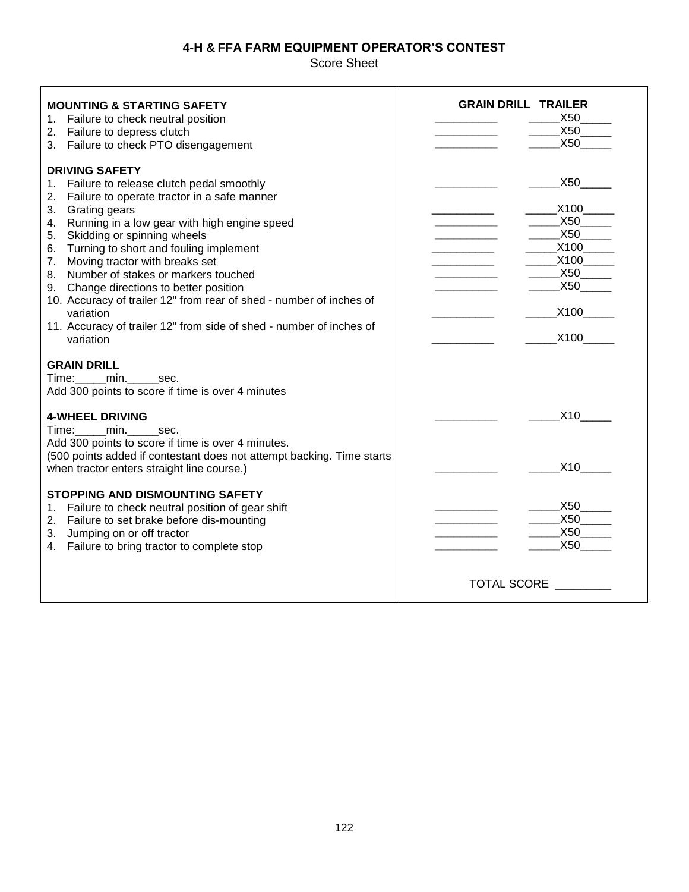# 4-H & FFA FARM EQUIPMENT OPERATOR'S CONTEST

Score Sheet

| | GRAIN DRILL | TRAILER |
|---|---|---|
| **MOUNTING & STARTING SAFETY** | | |
| 1. Failure to check neutral position | __________ | _____X50_____ |
| 2. Failure to depress clutch | __________ | _____X50_____ |
| 3. Failure to check PTO disengagement | __________ | _____X50_____ |
| **DRIVING SAFETY** | | |
| 1. Failure to release clutch pedal smoothly | __________ | _____X50_____ |
| 2. Failure to operate tractor in a safe manner | | |
| 3. Grating gears | __________ | _____X100_____ |
| 4. Running in a low gear with high engine speed | __________ | _____X50_____ |
| 5. Skidding or spinning wheels | __________ | _____X50_____ |
| 6. Turning to short and fouling implement | __________ | _____X100_____ |
| 7. Moving tractor with breaks set | __________ | _____X100_____ |
| 8. Number of stakes or markers touched | __________ | _____X50_____ |
| 9. Change directions to better position | __________ | _____X50_____ |
| 10. Accuracy of trailer 12" from rear of shed - number of inches of variation | __________ | _____X100_____ |
| 11. Accuracy of trailer 12" from side of shed - number of inches of variation | __________ | _____X100_____ |
| **GRAIN DRILL**<br>Time:_____min._____sec.<br>Add 300 points to score if time is over 4 minutes | __________ | _____X10_____ |
| **4-WHEEL DRIVING**<br>Time:_____min._____sec.<br>Add 300 points to score if time is over 4 minutes.<br>(500 points added if contestant does not attempt backing. Time starts when tractor enters straight line course.) | __________ | _____X10_____ |
| **STOPPING AND DISMOUNTING SAFETY** | | |
| 1. Failure to check neutral position of gear shift | __________ | _____X50_____ |
| 2. Failure to set brake before dis-mounting | __________ | _____X50_____ |
| 3. Jumping on or off tractor | __________ | _____X50_____ |
| 4. Failure to bring tractor to complete stop | __________ | _____X50_____ |
| | | TOTAL SCORE _________ |